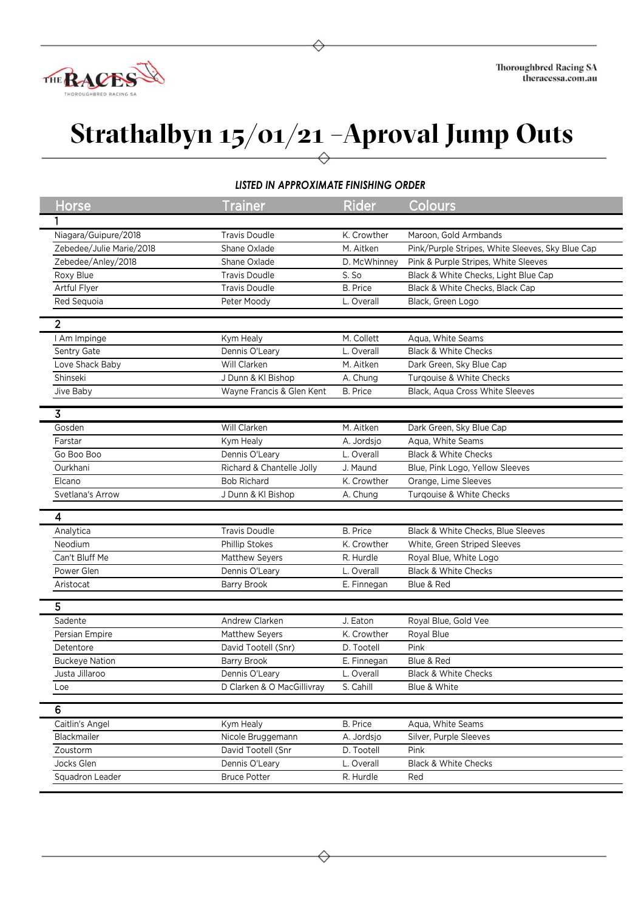# Strathalbyn 15/01/21 –Aproval Jump Outs

***LISTED IN APPROXIMATE FINISHING ORDER***

| Horse | Trainer | Rider | Colours |
|---|---|---|---|
| **1** | | | |
| Niagara/Guipure/2018 | Travis Doudle | K. Crowther | Maroon, Gold Armbands |
| Zebedee/Julie Marie/2018 | Shane Oxlade | M. Aitken | Pink/Purple Stripes, White Sleeves, Sky Blue Cap |
| Zebedee/Anley/2018 | Shane Oxlade | D. McWhinney | Pink & Purple Stripes, White Sleeves |
| Roxy Blue | Travis Doudle | S. So | Black & White Checks, Light Blue Cap |
| Artful Flyer | Travis Doudle | B. Price | Black & White Checks, Black Cap |
| Red Sequoia | Peter Moody | L. Overall | Black, Green Logo |
| **2** | | | |
| I Am Impinge | Kym Healy | M. Collett | Aqua, White Seams |
| Sentry Gate | Dennis O'Leary | L. Overall | Black & White Checks |
| Love Shack Baby | Will Clarken | M. Aitken | Dark Green, Sky Blue Cap |
| Shinseki | J Dunn & Kl Bishop | A. Chung | Turqouise & White Checks |
| Jive Baby | Wayne Francis & Glen Kent | B. Price | Black, Aqua Cross White Sleeves |
| **3** | | | |
| Gosden | Will Clarken | M. Aitken | Dark Green, Sky Blue Cap |
| Farstar | Kym Healy | A. Jordsjo | Aqua, White Seams |
| Go Boo Boo | Dennis O'Leary | L. Overall | Black & White Checks |
| Ourkhani | Richard & Chantelle Jolly | J. Maund | Blue, Pink Logo, Yellow Sleeves |
| Elcano | Bob Richard | K. Crowther | Orange, Lime Sleeves |
| Svetlana's Arrow | J Dunn & Kl Bishop | A. Chung | Turqouise & White Checks |
| **4** | | | |
| Analytica | Travis Doudle | B. Price | Black & White Checks, Blue Sleeves |
| Neodium | Phillip Stokes | K. Crowther | White, Green Striped Sleeves |
| Can't Bluff Me | Matthew Seyers | R. Hurdle | Royal Blue, White Logo |
| Power Glen | Dennis O'Leary | L. Overall | Black & White Checks |
| Aristocat | Barry Brook | E. Finnegan | Blue & Red |
| **5** | | | |
| Sadente | Andrew Clarken | J. Eaton | Royal Blue, Gold Vee |
| Persian Empire | Matthew Seyers | K. Crowther | Royal Blue |
| Detentore | David Tootell (Snr) | D. Tootell | Pink |
| Buckeye Nation | Barry Brook | E. Finnegan | Blue & Red |
| Justa Jillaroo | Dennis O'Leary | L. Overall | Black & White Checks |
| Loe | D Clarken & O MacGillivray | S. Cahill | Blue & White |
| **6** | | | |
| Caitlin's Angel | Kym Healy | B. Price | Aqua, White Seams |
| Blackmailer | Nicole Bruggemann | A. Jordsjo | Silver, Purple Sleeves |
| Zoustorm | David Tootell (Snr | D. Tootell | Pink |
| Jocks Glen | Dennis O'Leary | L. Overall | Black & White Checks |
| Squadron Leader | Bruce Potter | R. Hurdle | Red |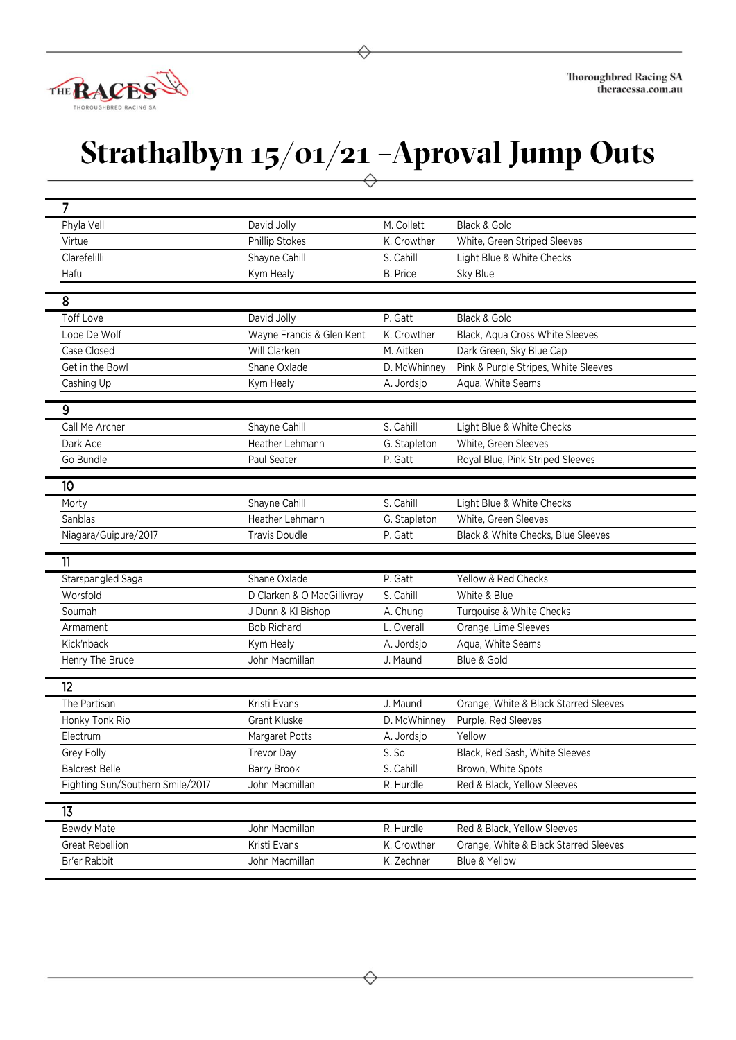# Strathalbyn 15/01/21 –Aproval Jump Outs

| 7 | | | |
|---|---|---|---|
| Phyla Vell | David Jolly | M. Collett | Black & Gold |
| Virtue | Phillip Stokes | K. Crowther | White, Green Striped Sleeves |
| Clarefelilli | Shayne Cahill | S. Cahill | Light Blue & White Checks |
| Hafu | Kym Healy | B. Price | Sky Blue |

| 8 | | | |
|---|---|---|---|
| Toff Love | David Jolly | P. Gatt | Black & Gold |
| Lope De Wolf | Wayne Francis & Glen Kent | K. Crowther | Black, Aqua Cross White Sleeves |
| Case Closed | Will Clarken | M. Aitken | Dark Green, Sky Blue Cap |
| Get in the Bowl | Shane Oxlade | D. McWhinney | Pink & Purple Stripes, White Sleeves |
| Cashing Up | Kym Healy | A. Jordsjo | Aqua, White Seams |

| 9 | | | |
|---|---|---|---|
| Call Me Archer | Shayne Cahill | S. Cahill | Light Blue & White Checks |
| Dark Ace | Heather Lehmann | G. Stapleton | White, Green Sleeves |
| Go Bundle | Paul Seater | P. Gatt | Royal Blue, Pink Striped Sleeves |

| 10 | | | |
|---|---|---|---|
| Morty | Shayne Cahill | S. Cahill | Light Blue & White Checks |
| Sanblas | Heather Lehmann | G. Stapleton | White, Green Sleeves |
| Niagara/Guipure/2017 | Travis Doudle | P. Gatt | Black & White Checks, Blue Sleeves |

| 11 | | | |
|---|---|---|---|
| Starspangled Saga | Shane Oxlade | P. Gatt | Yellow & Red Checks |
| Worsfold | D Clarken & O MacGillivray | S. Cahill | White & Blue |
| Soumah | J Dunn & Kl Bishop | A. Chung | Turqouise & White Checks |
| Armament | Bob Richard | L. Overall | Orange, Lime Sleeves |
| Kick'nback | Kym Healy | A. Jordsjo | Aqua, White Seams |
| Henry The Bruce | John Macmillan | J. Maund | Blue & Gold |

| 12 | | | |
|---|---|---|---|
| The Partisan | Kristi Evans | J. Maund | Orange, White & Black Starred Sleeves |
| Honky Tonk Rio | Grant Kluske | D. McWhinney | Purple, Red Sleeves |
| Electrum | Margaret Potts | A. Jordsjo | Yellow |
| Grey Folly | Trevor Day | S. So | Black, Red Sash, White Sleeves |
| Balcrest Belle | Barry Brook | S. Cahill | Brown, White Spots |
| Fighting Sun/Southern Smile/2017 | John Macmillan | R. Hurdle | Red & Black, Yellow Sleeves |

| 13 | | | |
|---|---|---|---|
| Bewdy Mate | John Macmillan | R. Hurdle | Red & Black, Yellow Sleeves |
| Great Rebellion | Kristi Evans | K. Crowther | Orange, White & Black Starred Sleeves |
| Br'er Rabbit | John Macmillan | K. Zechner | Blue & Yellow |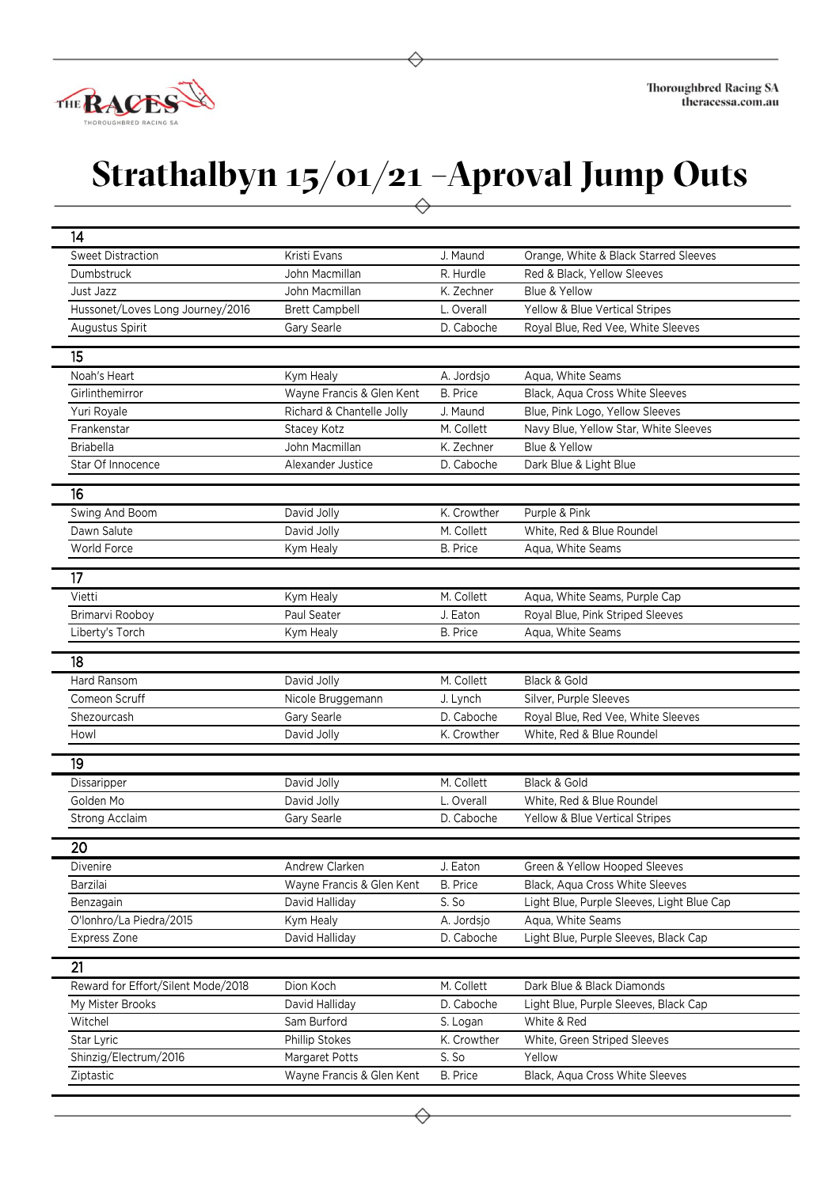# Strathalbyn 15/01/21 –Aproval Jump Outs

| 14 | | | |
|---|---|---|---|
| Sweet Distraction | Kristi Evans | J. Maund | Orange, White & Black Starred Sleeves |
| Dumbstruck | John Macmillan | R. Hurdle | Red & Black, Yellow Sleeves |
| Just Jazz | John Macmillan | K. Zechner | Blue & Yellow |
| Hussonet/Loves Long Journey/2016 | Brett Campbell | L. Overall | Yellow & Blue Vertical Stripes |
| Augustus Spirit | Gary Searle | D. Caboche | Royal Blue, Red Vee, White Sleeves |

| 15 | | | |
|---|---|---|---|
| Noah's Heart | Kym Healy | A. Jordsjo | Aqua, White Seams |
| Girlinthemirror | Wayne Francis & Glen Kent | B. Price | Black, Aqua Cross White Sleeves |
| Yuri Royale | Richard & Chantelle Jolly | J. Maund | Blue, Pink Logo, Yellow Sleeves |
| Frankenstar | Stacey Kotz | M. Collett | Navy Blue, Yellow Star, White Sleeves |
| Briabella | John Macmillan | K. Zechner | Blue & Yellow |
| Star Of Innocence | Alexander Justice | D. Caboche | Dark Blue & Light Blue |

| 16 | | | |
|---|---|---|---|
| Swing And Boom | David Jolly | K. Crowther | Purple & Pink |
| Dawn Salute | David Jolly | M. Collett | White, Red & Blue Roundel |
| World Force | Kym Healy | B. Price | Aqua, White Seams |

| 17 | | | |
|---|---|---|---|
| Vietti | Kym Healy | M. Collett | Aqua, White Seams, Purple Cap |
| Brimarvi Rooboy | Paul Seater | J. Eaton | Royal Blue, Pink Striped Sleeves |
| Liberty's Torch | Kym Healy | B. Price | Aqua, White Seams |

| 18 | | | |
|---|---|---|---|
| Hard Ransom | David Jolly | M. Collett | Black & Gold |
| Comeon Scruff | Nicole Bruggemann | J. Lynch | Silver, Purple Sleeves |
| Shezourcash | Gary Searle | D. Caboche | Royal Blue, Red Vee, White Sleeves |
| Howl | David Jolly | K. Crowther | White, Red & Blue Roundel |

| 19 | | | |
|---|---|---|---|
| Dissaripper | David Jolly | M. Collett | Black & Gold |
| Golden Mo | David Jolly | L. Overall | White, Red & Blue Roundel |
| Strong Acclaim | Gary Searle | D. Caboche | Yellow & Blue Vertical Stripes |

| 20 | | | |
|---|---|---|---|
| Divenire | Andrew Clarken | J. Eaton | Green & Yellow Hooped Sleeves |
| Barzilai | Wayne Francis & Glen Kent | B. Price | Black, Aqua Cross White Sleeves |
| Benzagain | David Halliday | S. So | Light Blue, Purple Sleeves, Light Blue Cap |
| O'lonhro/La Piedra/2015 | Kym Healy | A. Jordsjo | Aqua, White Seams |
| Express Zone | David Halliday | D. Caboche | Light Blue, Purple Sleeves, Black Cap |

| 21 | | | |
|---|---|---|---|
| Reward for Effort/Silent Mode/2018 | Dion Koch | M. Collett | Dark Blue & Black Diamonds |
| My Mister Brooks | David Halliday | D. Caboche | Light Blue, Purple Sleeves, Black Cap |
| Witchel | Sam Burford | S. Logan | White & Red |
| Star Lyric | Phillip Stokes | K. Crowther | White, Green Striped Sleeves |
| Shinzig/Electrum/2016 | Margaret Potts | S. So | Yellow |
| Ziptastic | Wayne Francis & Glen Kent | B. Price | Black, Aqua Cross White Sleeves |